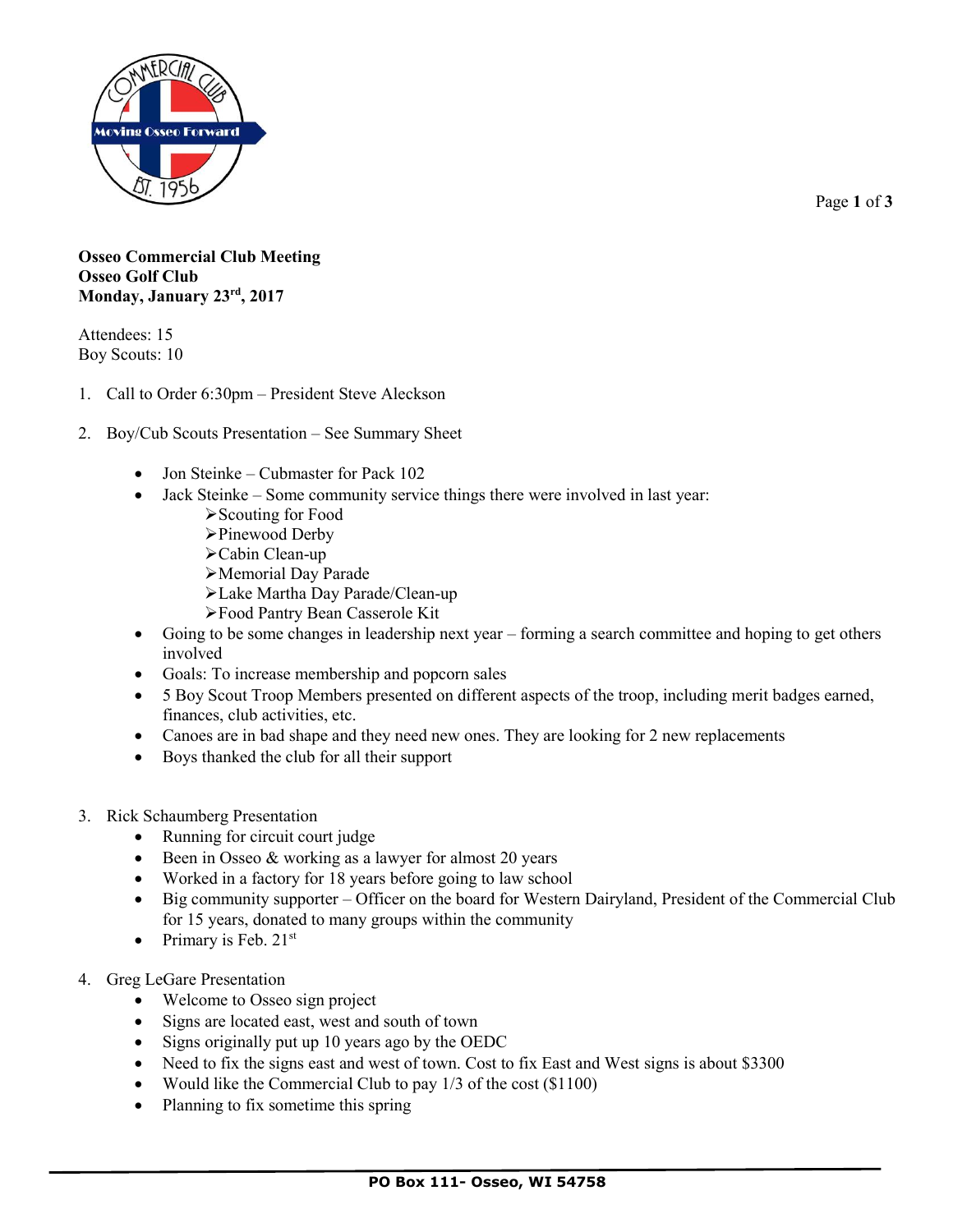**Osseo Commercial Club Meeting**
**Osseo Golf Club**
**Monday, January 23rd, 2017**

Attendees: 15
Boy Scouts: 10

1. Call to Order 6:30pm – President Steve Aleckson

2. Boy/Cub Scouts Presentation – See Summary Sheet

   - Jon Steinke – Cubmaster for Pack 102
   - Jack Steinke – Some community service things there were involved in last year:
     - Scouting for Food
     - Pinewood Derby
     - Cabin Clean-up
     - Memorial Day Parade
     - Lake Martha Day Parade/Clean-up
     - Food Pantry Bean Casserole Kit
   - Going to be some changes in leadership next year – forming a search committee and hoping to get others involved
   - Goals: To increase membership and popcorn sales
   - 5 Boy Scout Troop Members presented on different aspects of the troop, including merit badges earned, finances, club activities, etc.
   - Canoes are in bad shape and they need new ones. They are looking for 2 new replacements
   - Boys thanked the club for all their support

3. Rick Schaumberg Presentation
   - Running for circuit court judge
   - Been in Osseo & working as a lawyer for almost 20 years
   - Worked in a factory for 18 years before going to law school
   - Big community supporter – Officer on the board for Western Dairyland, President of the Commercial Club for 15 years, donated to many groups within the community
   - Primary is Feb. 21st

4. Greg LeGare Presentation
   - Welcome to Osseo sign project
   - Signs are located east, west and south of town
   - Signs originally put up 10 years ago by the OEDC
   - Need to fix the signs east and west of town. Cost to fix East and West signs is about $3300
   - Would like the Commercial Club to pay 1/3 of the cost ($1100)
   - Planning to fix sometime this spring

PO Box 111- Osseo, WI 54758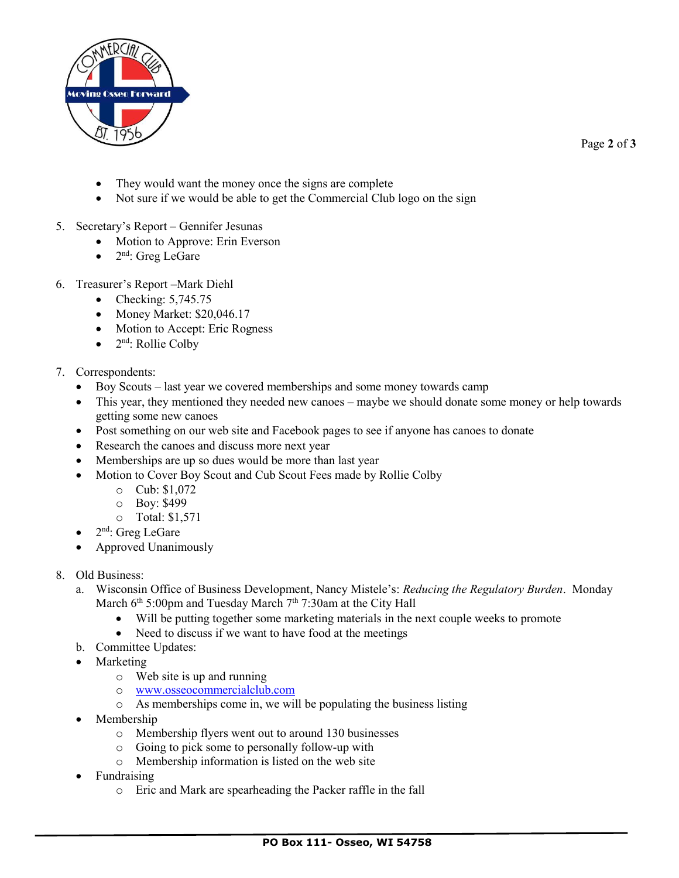- They would want the money once the signs are complete
- Not sure if we would be able to get the Commercial Club logo on the sign

5. Secretary's Report – Gennifer Jesunas
    - Motion to Approve: Erin Everson
    - 2nd: Greg LeGare

6. Treasurer's Report –Mark Diehl
    - Checking: 5,745.75
    - Money Market: $20,046.17
    - Motion to Accept: Eric Rogness
    - 2nd: Rollie Colby

7. Correspondents:
    - Boy Scouts – last year we covered memberships and some money towards camp
    - This year, they mentioned they needed new canoes – maybe we should donate some money or help towards getting some new canoes
    - Post something on our web site and Facebook pages to see if anyone has canoes to donate
    - Research the canoes and discuss more next year
    - Memberships are up so dues would be more than last year
    - Motion to Cover Boy Scout and Cub Scout Fees made by Rollie Colby
        - Cub: $1,072
        - Boy: $499
        - Total: $1,571
    - 2nd: Greg LeGare
    - Approved Unanimously

8. Old Business:
    a. Wisconsin Office of Business Development, Nancy Mistele's: *Reducing the Regulatory Burden*. Monday March 6th 5:00pm and Tuesday March 7th 7:30am at the City Hall
        - Will be putting together some marketing materials in the next couple weeks to promote
        - Need to discuss if we want to have food at the meetings

    b. Committee Updates:
    - Marketing
        - Web site is up and running
        - www.osseocommercialclub.com
        - As memberships come in, we will be populating the business listing
    - Membership
        - Membership flyers went out to around 130 businesses
        - Going to pick some to personally follow-up with
        - Membership information is listed on the web site
    - Fundraising
        - Eric and Mark are spearheading the Packer raffle in the fall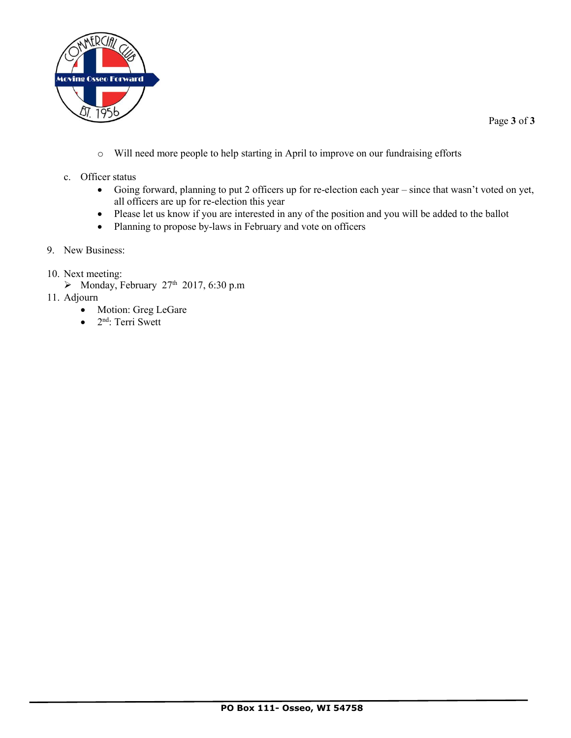- Will need more people to help starting in April to improve on our fundraising efforts

c. Officer status
   - Going forward, planning to put 2 officers up for re-election each year – since that wasn't voted on yet, all officers are up for re-election this year
   - Please let us know if you are interested in any of the position and you will be added to the ballot
   - Planning to propose by-laws in February and vote on officers

9. New Business:

10. Next meeting:
    - Monday, February 27th 2017, 6:30 p.m

11. Adjourn
    - Motion: Greg LeGare
    - 2nd: Terri Swett

PO Box 111- Osseo, WI 54758